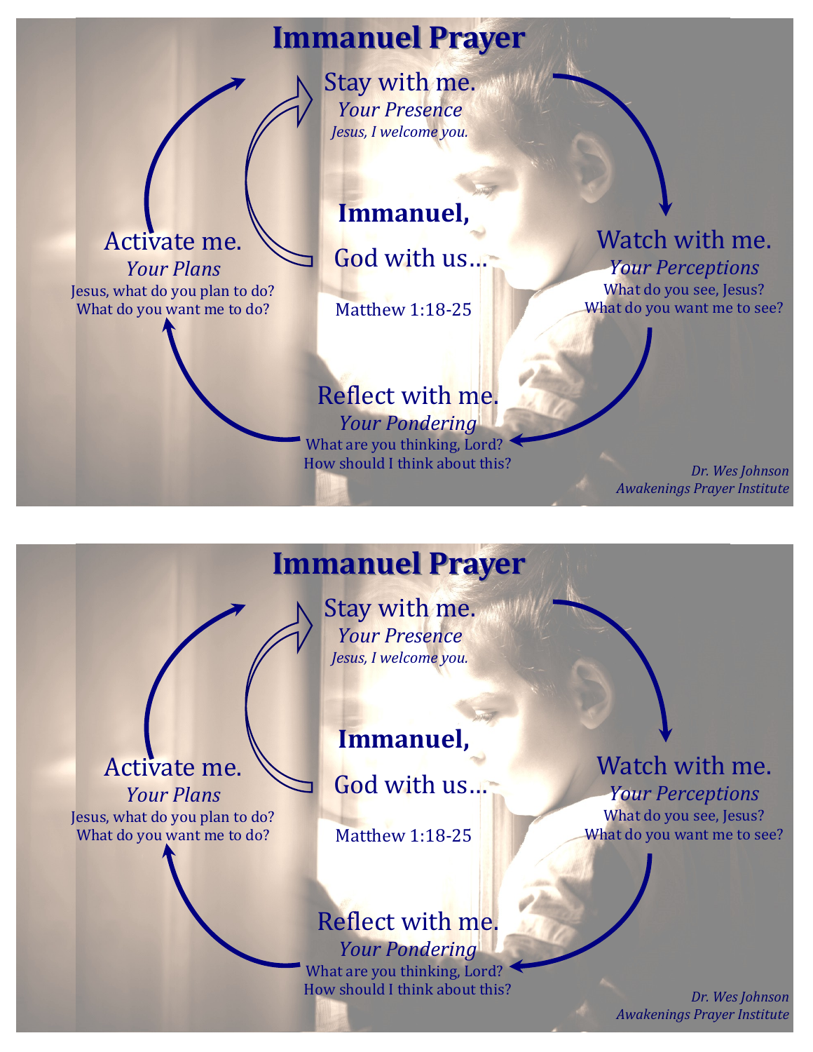# Immanuel Prayer

**Immanuel,**

God with us…

Matthew 1:18-25

Stay with me.
*Your Presence*
*Jesus, I welcome you.*

Watch with me.
*Your Perceptions*
What do you see, Jesus?
What do you want me to see?

Reflect with me.
*Your Pondering*
What are you thinking, Lord?
How should I think about this?

Activate me.
*Your Plans*
Jesus, what do you plan to do?
What do you want me to do?

*Dr. Wes Johnson*
*Awakenings Prayer Institute*

# Immanuel Prayer

**Immanuel,**

God with us…

Matthew 1:18-25

Stay with me.
*Your Presence*
*Jesus, I welcome you.*

Watch with me.
*Your Perceptions*
What do you see, Jesus?
What do you want me to see?

Reflect with me.
*Your Pondering*
What are you thinking, Lord?
How should I think about this?

Activate me.
*Your Plans*
Jesus, what do you plan to do?
What do you want me to do?

*Dr. Wes Johnson*
*Awakenings Prayer Institute*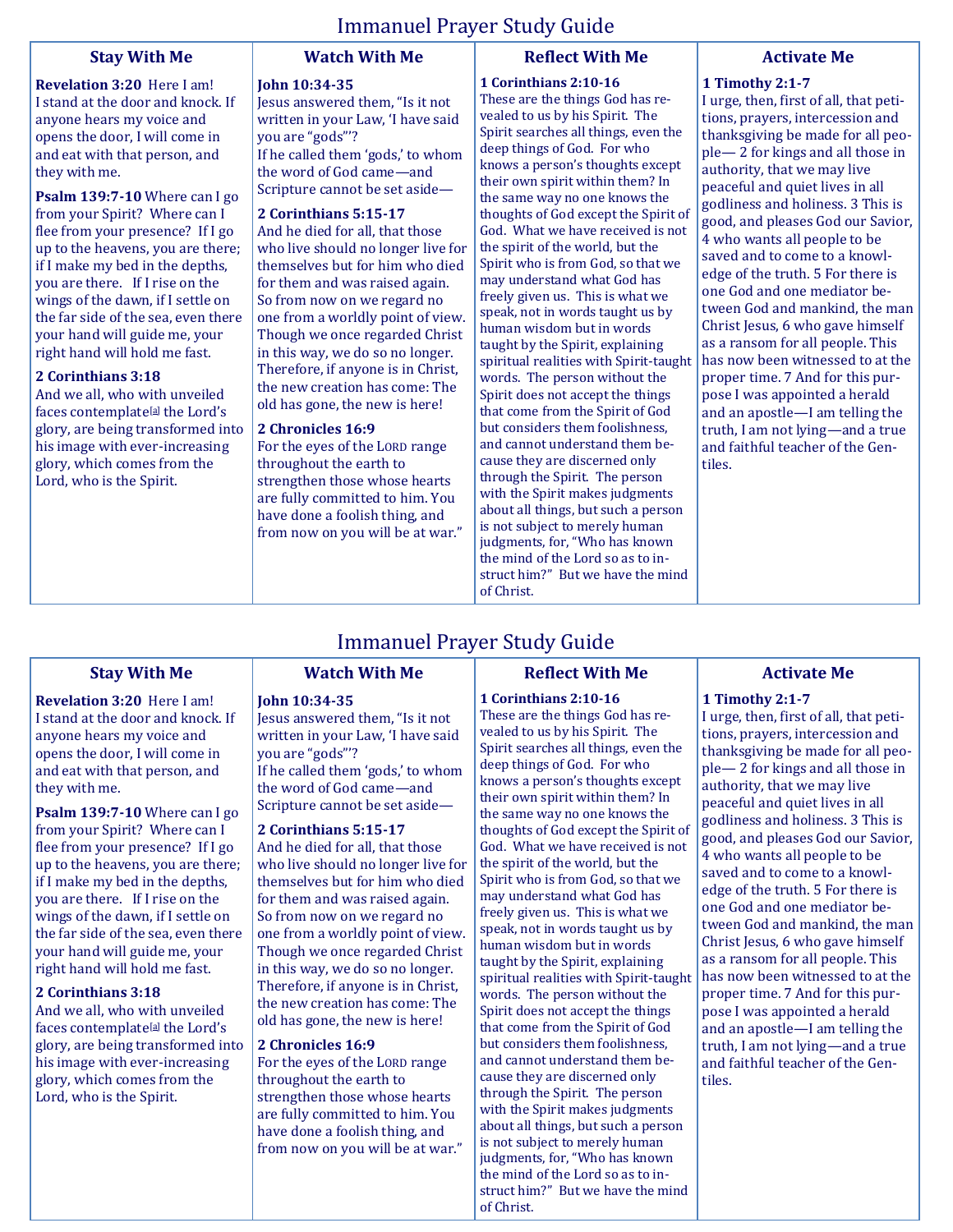# Immanuel Prayer Study Guide

## Stay With Me

**Revelation 3:20** Here I am! I stand at the door and knock. If anyone hears my voice and opens the door, I will come in and eat with that person, and they with me.

**Psalm 139:7-10** Where can I go from your Spirit? Where can I flee from your presence? If I go up to the heavens, you are there; if I make my bed in the depths, you are there. If I rise on the wings of the dawn, if I settle on the far side of the sea, even there your hand will guide me, your right hand will hold me fast.

**2 Corinthians 3:18**
And we all, who with unveiled faces contemplate[a] the Lord's glory, are being transformed into his image with ever-increasing glory, which comes from the Lord, who is the Spirit.

## Watch With Me

**John 10:34-35**
Jesus answered them, "Is it not written in your Law, 'I have said you are "gods"'?
If he called them 'gods,' to whom the word of God came—and Scripture cannot be set aside—

**2 Corinthians 5:15-17**
And he died for all, that those who live should no longer live for themselves but for him who died for them and was raised again. So from now on we regard no one from a worldly point of view. Though we once regarded Christ in this way, we do so no longer. Therefore, if anyone is in Christ, the new creation has come: The old has gone, the new is here!

**2 Chronicles 16:9**
For the eyes of the LORD range throughout the earth to strengthen those whose hearts are fully committed to him. You have done a foolish thing, and from now on you will be at war."

## Reflect With Me

**1 Corinthians 2:10-16**
These are the things God has revealed to us by his Spirit. The Spirit searches all things, even the deep things of God. For who knows a person's thoughts except their own spirit within them? In the same way no one knows the thoughts of God except the Spirit of God. What we have received is not the spirit of the world, but the Spirit who is from God, so that we may understand what God has freely given us. This is what we speak, not in words taught us by human wisdom but in words taught by the Spirit, explaining spiritual realities with Spirit-taught words. The person without the Spirit does not accept the things that come from the Spirit of God but considers them foolishness, and cannot understand them because they are discerned only through the Spirit. The person with the Spirit makes judgments about all things, but such a person is not subject to merely human judgments, for, "Who has known the mind of the Lord so as to instruct him?" But we have the mind of Christ.

## Activate Me

**1 Timothy 2:1-7**
I urge, then, first of all, that petitions, prayers, intercession and thanksgiving be made for all people— 2 for kings and all those in authority, that we may live peaceful and quiet lives in all godliness and holiness. 3 This is good, and pleases God our Savior, 4 who wants all people to be saved and to come to a knowledge of the truth. 5 For there is one God and one mediator between God and mankind, the man Christ Jesus, 6 who gave himself as a ransom for all people. This has now been witnessed to at the proper time. 7 And for this purpose I was appointed a herald and an apostle—I am telling the truth, I am not lying—and a true and faithful teacher of the Gentiles.

# Immanuel Prayer Study Guide

## Stay With Me

**Revelation 3:20** Here I am! I stand at the door and knock. If anyone hears my voice and opens the door, I will come in and eat with that person, and they with me.

**Psalm 139:7-10** Where can I go from your Spirit? Where can I flee from your presence? If I go up to the heavens, you are there; if I make my bed in the depths, you are there. If I rise on the wings of the dawn, if I settle on the far side of the sea, even there your hand will guide me, your right hand will hold me fast.

**2 Corinthians 3:18**
And we all, who with unveiled faces contemplate[a] the Lord's glory, are being transformed into his image with ever-increasing glory, which comes from the Lord, who is the Spirit.

## Watch With Me

**John 10:34-35**
Jesus answered them, "Is it not written in your Law, 'I have said you are "gods"'?
If he called them 'gods,' to whom the word of God came—and Scripture cannot be set aside—

**2 Corinthians 5:15-17**
And he died for all, that those who live should no longer live for themselves but for him who died for them and was raised again. So from now on we regard no one from a worldly point of view. Though we once regarded Christ in this way, we do so no longer. Therefore, if anyone is in Christ, the new creation has come: The old has gone, the new is here!

**2 Chronicles 16:9**
For the eyes of the LORD range throughout the earth to strengthen those whose hearts are fully committed to him. You have done a foolish thing, and from now on you will be at war."

## Reflect With Me

**1 Corinthians 2:10-16**
These are the things God has revealed to us by his Spirit. The Spirit searches all things, even the deep things of God. For who knows a person's thoughts except their own spirit within them? In the same way no one knows the thoughts of God except the Spirit of God. What we have received is not the spirit of the world, but the Spirit who is from God, so that we may understand what God has freely given us. This is what we speak, not in words taught us by human wisdom but in words taught by the Spirit, explaining spiritual realities with Spirit-taught words. The person without the Spirit does not accept the things that come from the Spirit of God but considers them foolishness, and cannot understand them because they are discerned only through the Spirit. The person with the Spirit makes judgments about all things, but such a person is not subject to merely human judgments, for, "Who has known the mind of the Lord so as to instruct him?" But we have the mind of Christ.

## Activate Me

**1 Timothy 2:1-7**
I urge, then, first of all, that petitions, prayers, intercession and thanksgiving be made for all people— 2 for kings and all those in authority, that we may live peaceful and quiet lives in all godliness and holiness. 3 This is good, and pleases God our Savior, 4 who wants all people to be saved and to come to a knowledge of the truth. 5 For there is one God and one mediator between God and mankind, the man Christ Jesus, 6 who gave himself as a ransom for all people. This has now been witnessed to at the proper time. 7 And for this purpose I was appointed a herald and an apostle—I am telling the truth, I am not lying—and a true and faithful teacher of the Gentiles.